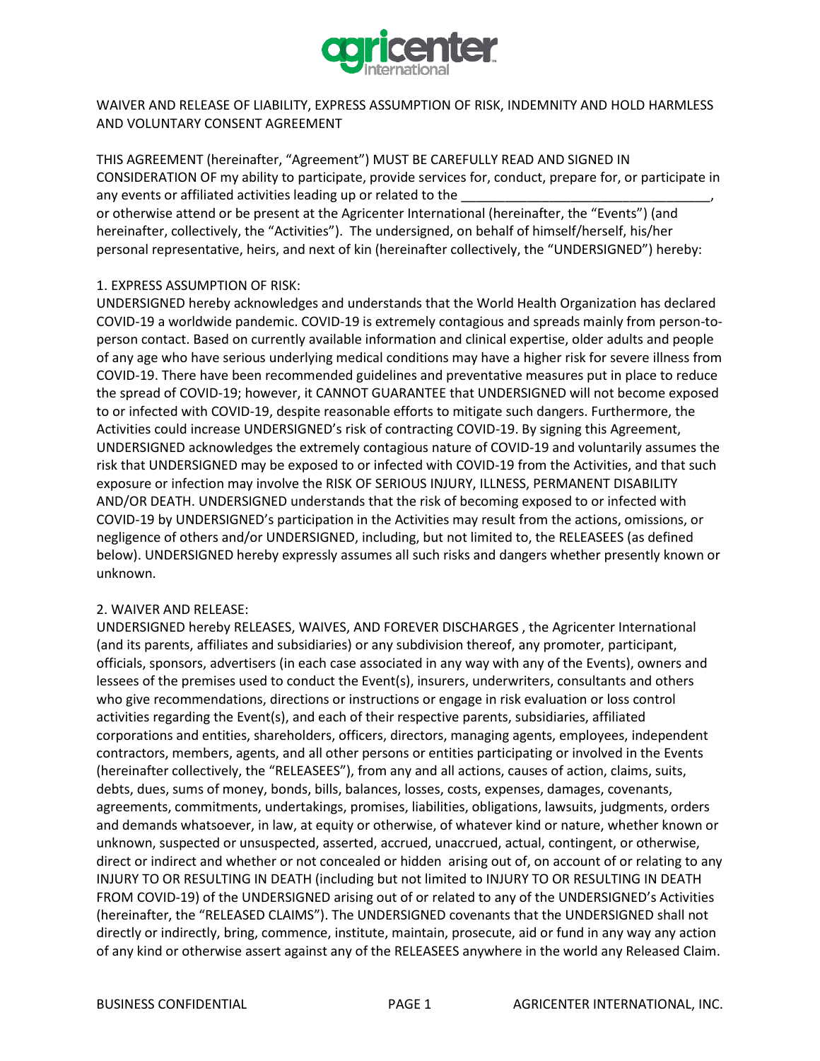WAIVER AND RELEASE OF LIABILITY, EXPRESS ASSUMPTION OF RISK, INDEMNITY AND HOLD HARMLESS AND VOLUNTARY CONSENT AGREEMENT

THIS AGREEMENT (hereinafter, "Agreement") MUST BE CAREFULLY READ AND SIGNED IN CONSIDERATION OF my ability to participate, provide services for, conduct, prepare for, or participate in any events or affiliated activities leading up or related to the _________________________________, or otherwise attend or be present at the Agricenter International (hereinafter, the "Events") (and hereinafter, collectively, the "Activities"). The undersigned, on behalf of himself/herself, his/her personal representative, heirs, and next of kin (hereinafter collectively, the "UNDERSIGNED") hereby:

1. EXPRESS ASSUMPTION OF RISK:

UNDERSIGNED hereby acknowledges and understands that the World Health Organization has declared COVID-19 a worldwide pandemic. COVID-19 is extremely contagious and spreads mainly from person-to-person contact. Based on currently available information and clinical expertise, older adults and people of any age who have serious underlying medical conditions may have a higher risk for severe illness from COVID-19. There have been recommended guidelines and preventative measures put in place to reduce the spread of COVID-19; however, it CANNOT GUARANTEE that UNDERSIGNED will not become exposed to or infected with COVID-19, despite reasonable efforts to mitigate such dangers. Furthermore, the Activities could increase UNDERSIGNED's risk of contracting COVID-19. By signing this Agreement, UNDERSIGNED acknowledges the extremely contagious nature of COVID-19 and voluntarily assumes the risk that UNDERSIGNED may be exposed to or infected with COVID-19 from the Activities, and that such exposure or infection may involve the RISK OF SERIOUS INJURY, ILLNESS, PERMANENT DISABILITY AND/OR DEATH. UNDERSIGNED understands that the risk of becoming exposed to or infected with COVID-19 by UNDERSIGNED's participation in the Activities may result from the actions, omissions, or negligence of others and/or UNDERSIGNED, including, but not limited to, the RELEASEES (as defined below). UNDERSIGNED hereby expressly assumes all such risks and dangers whether presently known or unknown.

2. WAIVER AND RELEASE:

UNDERSIGNED hereby RELEASES, WAIVES, AND FOREVER DISCHARGES , the Agricenter International (and its parents, affiliates and subsidiaries) or any subdivision thereof, any promoter, participant, officials, sponsors, advertisers (in each case associated in any way with any of the Events), owners and lessees of the premises used to conduct the Event(s), insurers, underwriters, consultants and others who give recommendations, directions or instructions or engage in risk evaluation or loss control activities regarding the Event(s), and each of their respective parents, subsidiaries, affiliated corporations and entities, shareholders, officers, directors, managing agents, employees, independent contractors, members, agents, and all other persons or entities participating or involved in the Events (hereinafter collectively, the "RELEASEES"), from any and all actions, causes of action, claims, suits, debts, dues, sums of money, bonds, bills, balances, losses, costs, expenses, damages, covenants, agreements, commitments, undertakings, promises, liabilities, obligations, lawsuits, judgments, orders and demands whatsoever, in law, at equity or otherwise, of whatever kind or nature, whether known or unknown, suspected or unsuspected, asserted, accrued, unaccrued, actual, contingent, or otherwise, direct or indirect and whether or not concealed or hidden arising out of, on account of or relating to any INJURY TO OR RESULTING IN DEATH (including but not limited to INJURY TO OR RESULTING IN DEATH FROM COVID-19) of the UNDERSIGNED arising out of or related to any of the UNDERSIGNED's Activities (hereinafter, the "RELEASED CLAIMS"). The UNDERSIGNED covenants that the UNDERSIGNED shall not directly or indirectly, bring, commence, institute, maintain, prosecute, aid or fund in any way any action of any kind or otherwise assert against any of the RELEASEES anywhere in the world any Released Claim.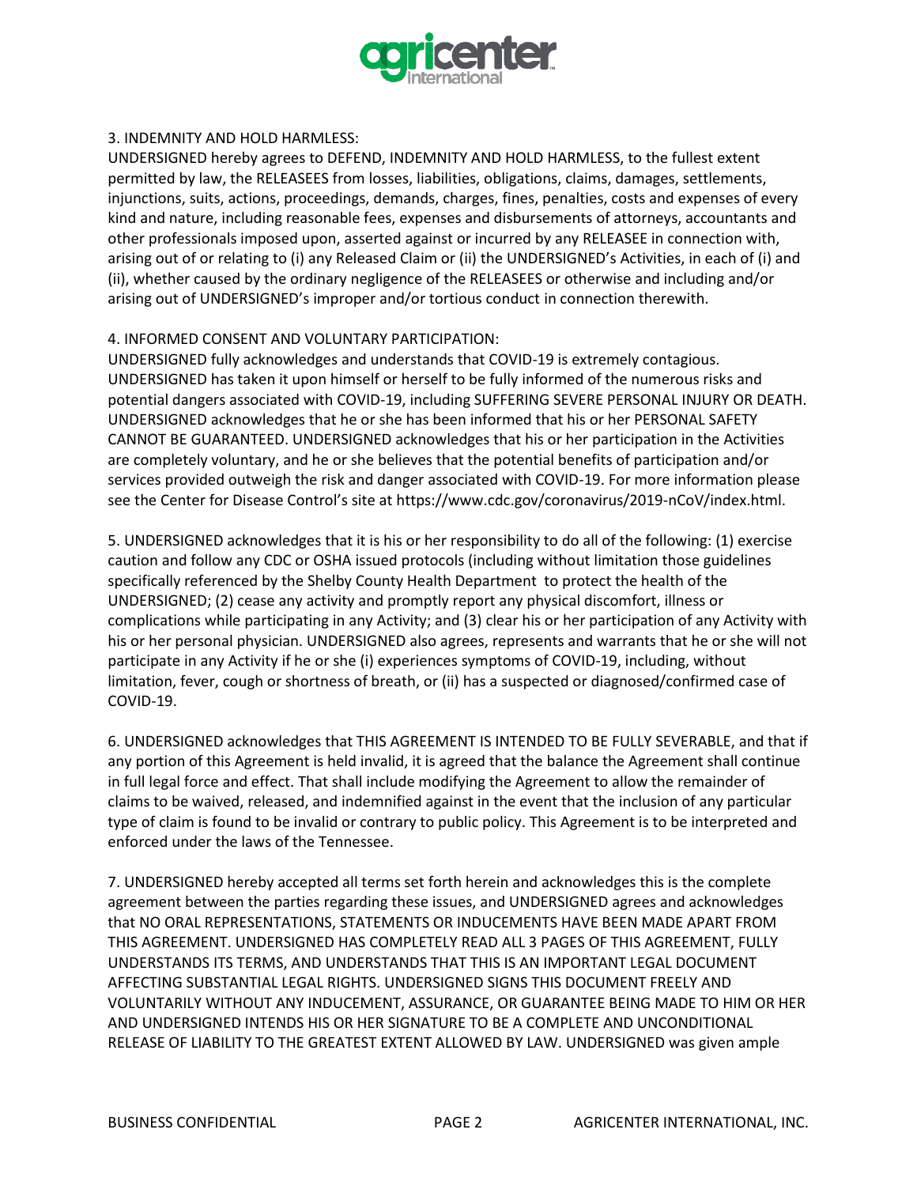3. INDEMNITY AND HOLD HARMLESS:
UNDERSIGNED hereby agrees to DEFEND, INDEMNITY AND HOLD HARMLESS, to the fullest extent permitted by law, the RELEASEES from losses, liabilities, obligations, claims, damages, settlements, injunctions, suits, actions, proceedings, demands, charges, fines, penalties, costs and expenses of every kind and nature, including reasonable fees, expenses and disbursements of attorneys, accountants and other professionals imposed upon, asserted against or incurred by any RELEASEE in connection with, arising out of or relating to (i) any Released Claim or (ii) the UNDERSIGNED's Activities, in each of (i) and (ii), whether caused by the ordinary negligence of the RELEASEES or otherwise and including and/or arising out of UNDERSIGNED's improper and/or tortious conduct in connection therewith.

4. INFORMED CONSENT AND VOLUNTARY PARTICIPATION:
UNDERSIGNED fully acknowledges and understands that COVID-19 is extremely contagious. UNDERSIGNED has taken it upon himself or herself to be fully informed of the numerous risks and potential dangers associated with COVID-19, including SUFFERING SEVERE PERSONAL INJURY OR DEATH. UNDERSIGNED acknowledges that he or she has been informed that his or her PERSONAL SAFETY CANNOT BE GUARANTEED. UNDERSIGNED acknowledges that his or her participation in the Activities are completely voluntary, and he or she believes that the potential benefits of participation and/or services provided outweigh the risk and danger associated with COVID-19. For more information please see the Center for Disease Control's site at https://www.cdc.gov/coronavirus/2019-nCoV/index.html.

5. UNDERSIGNED acknowledges that it is his or her responsibility to do all of the following: (1) exercise caution and follow any CDC or OSHA issued protocols (including without limitation those guidelines specifically referenced by the Shelby County Health Department to protect the health of the UNDERSIGNED; (2) cease any activity and promptly report any physical discomfort, illness or complications while participating in any Activity; and (3) clear his or her participation of any Activity with his or her personal physician. UNDERSIGNED also agrees, represents and warrants that he or she will not participate in any Activity if he or she (i) experiences symptoms of COVID-19, including, without limitation, fever, cough or shortness of breath, or (ii) has a suspected or diagnosed/confirmed case of COVID-19.

6. UNDERSIGNED acknowledges that THIS AGREEMENT IS INTENDED TO BE FULLY SEVERABLE, and that if any portion of this Agreement is held invalid, it is agreed that the balance the Agreement shall continue in full legal force and effect. That shall include modifying the Agreement to allow the remainder of claims to be waived, released, and indemnified against in the event that the inclusion of any particular type of claim is found to be invalid or contrary to public policy. This Agreement is to be interpreted and enforced under the laws of the Tennessee.

7. UNDERSIGNED hereby accepted all terms set forth herein and acknowledges this is the complete agreement between the parties regarding these issues, and UNDERSIGNED agrees and acknowledges that NO ORAL REPRESENTATIONS, STATEMENTS OR INDUCEMENTS HAVE BEEN MADE APART FROM THIS AGREEMENT. UNDERSIGNED HAS COMPLETELY READ ALL 3 PAGES OF THIS AGREEMENT, FULLY UNDERSTANDS ITS TERMS, AND UNDERSTANDS THAT THIS IS AN IMPORTANT LEGAL DOCUMENT AFFECTING SUBSTANTIAL LEGAL RIGHTS. UNDERSIGNED SIGNS THIS DOCUMENT FREELY AND VOLUNTARILY WITHOUT ANY INDUCEMENT, ASSURANCE, OR GUARANTEE BEING MADE TO HIM OR HER AND UNDERSIGNED INTENDS HIS OR HER SIGNATURE TO BE A COMPLETE AND UNCONDITIONAL RELEASE OF LIABILITY TO THE GREATEST EXTENT ALLOWED BY LAW. UNDERSIGNED was given ample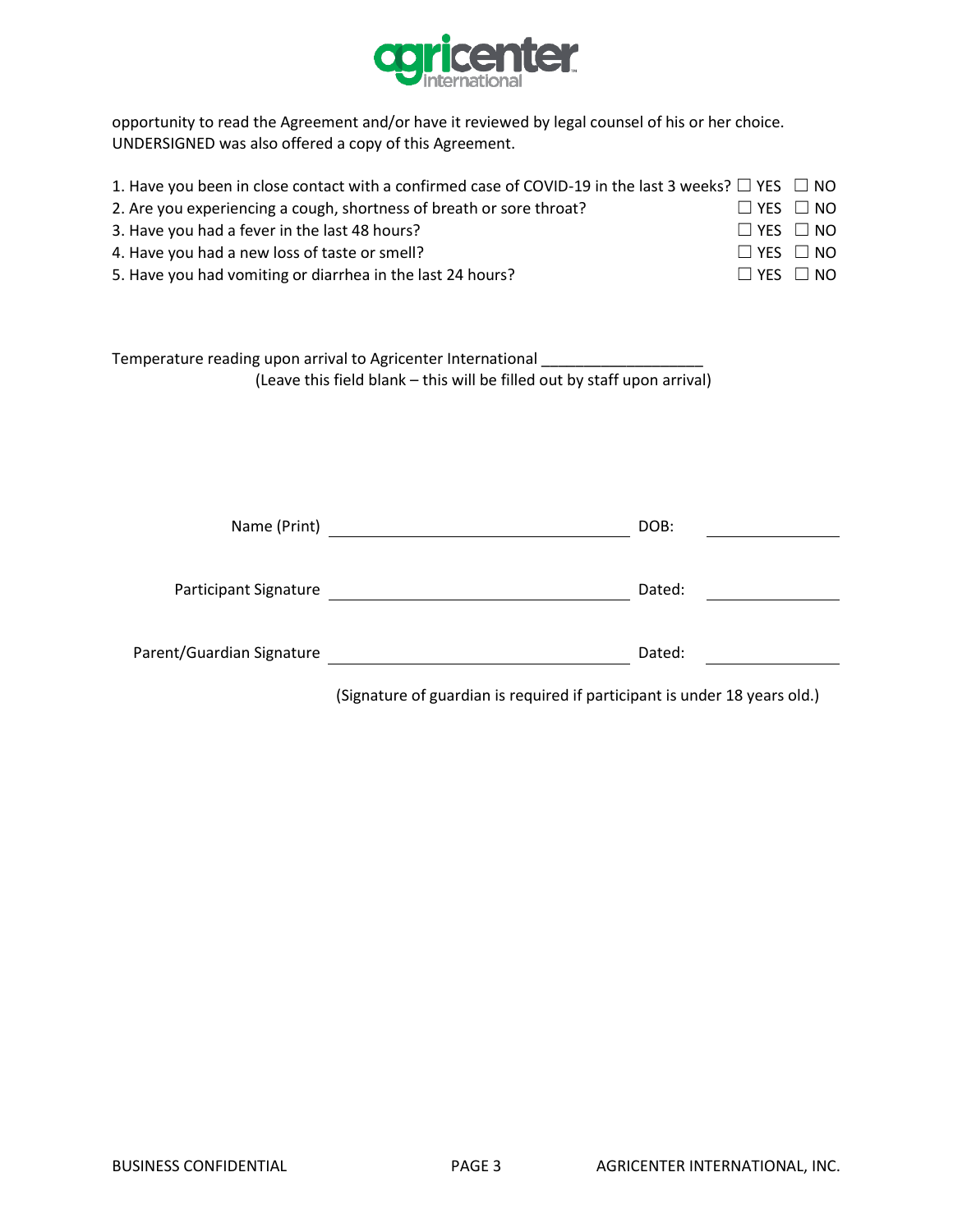opportunity to read the Agreement and/or have it reviewed by legal counsel of his or her choice. UNDERSIGNED was also offered a copy of this Agreement.

1. Have you been in close contact with a confirmed case of COVID-19 in the last 3 weeks? ☐ YES ☐ NO
2. Are you experiencing a cough, shortness of breath or sore throat? ☐ YES ☐ NO
3. Have you had a fever in the last 48 hours? ☐ YES ☐ NO
4. Have you had a new loss of taste or smell? ☐ YES ☐ NO
5. Have you had vomiting or diarrhea in the last 24 hours? ☐ YES ☐ NO

Temperature reading upon arrival to Agricenter International ___________________
(Leave this field blank – this will be filled out by staff upon arrival)

Name (Print) ______________________________ DOB: ______________

Participant Signature ______________________________ Dated: ______________

Parent/Guardian Signature ______________________________ Dated: ______________

(Signature of guardian is required if participant is under 18 years old.)

BUSINESS CONFIDENTIAL AGRICENTER INTERNATIONAL, INC.